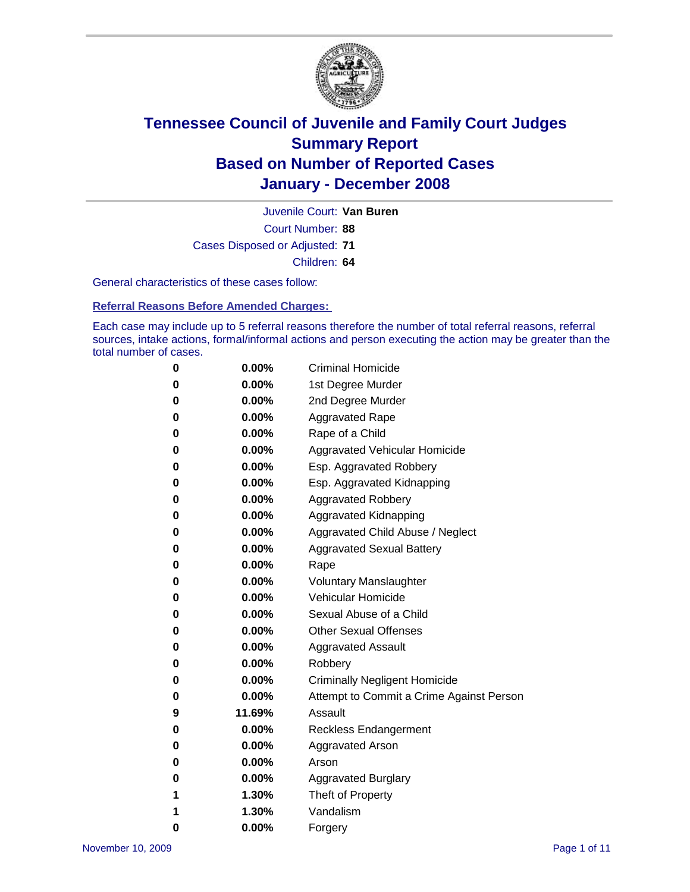# Tennessee Council of Juvenile and Family Court Judges
## Summary Report
## Based on Number of Reported Cases
## January - December 2008

Juvenile Court: **Van Buren**

Court Number: **88**

Cases Disposed or Adjusted: **71**

Children: **64**

General characteristics of these cases follow:

### Referral Reasons Before Amended Charges:

Each case may include up to 5 referral reasons therefore the number of total referral reasons, referral sources, intake actions, formal/informal actions and person executing the action may be greater than the total number of cases.

| Count | Percent | Referral Reason |
|---|---|---|
| 0 | 0.00% | Criminal Homicide |
| 0 | 0.00% | 1st Degree Murder |
| 0 | 0.00% | 2nd Degree Murder |
| 0 | 0.00% | Aggravated Rape |
| 0 | 0.00% | Rape of a Child |
| 0 | 0.00% | Aggravated Vehicular Homicide |
| 0 | 0.00% | Esp. Aggravated Robbery |
| 0 | 0.00% | Esp. Aggravated Kidnapping |
| 0 | 0.00% | Aggravated Robbery |
| 0 | 0.00% | Aggravated Kidnapping |
| 0 | 0.00% | Aggravated Child Abuse / Neglect |
| 0 | 0.00% | Aggravated Sexual Battery |
| 0 | 0.00% | Rape |
| 0 | 0.00% | Voluntary Manslaughter |
| 0 | 0.00% | Vehicular Homicide |
| 0 | 0.00% | Sexual Abuse of a Child |
| 0 | 0.00% | Other Sexual Offenses |
| 0 | 0.00% | Aggravated Assault |
| 0 | 0.00% | Robbery |
| 0 | 0.00% | Criminally Negligent Homicide |
| 0 | 0.00% | Attempt to Commit a Crime Against Person |
| 9 | 11.69% | Assault |
| 0 | 0.00% | Reckless Endangerment |
| 0 | 0.00% | Aggravated Arson |
| 0 | 0.00% | Arson |
| 0 | 0.00% | Aggravated Burglary |
| 1 | 1.30% | Theft of Property |
| 1 | 1.30% | Vandalism |
| 0 | 0.00% | Forgery |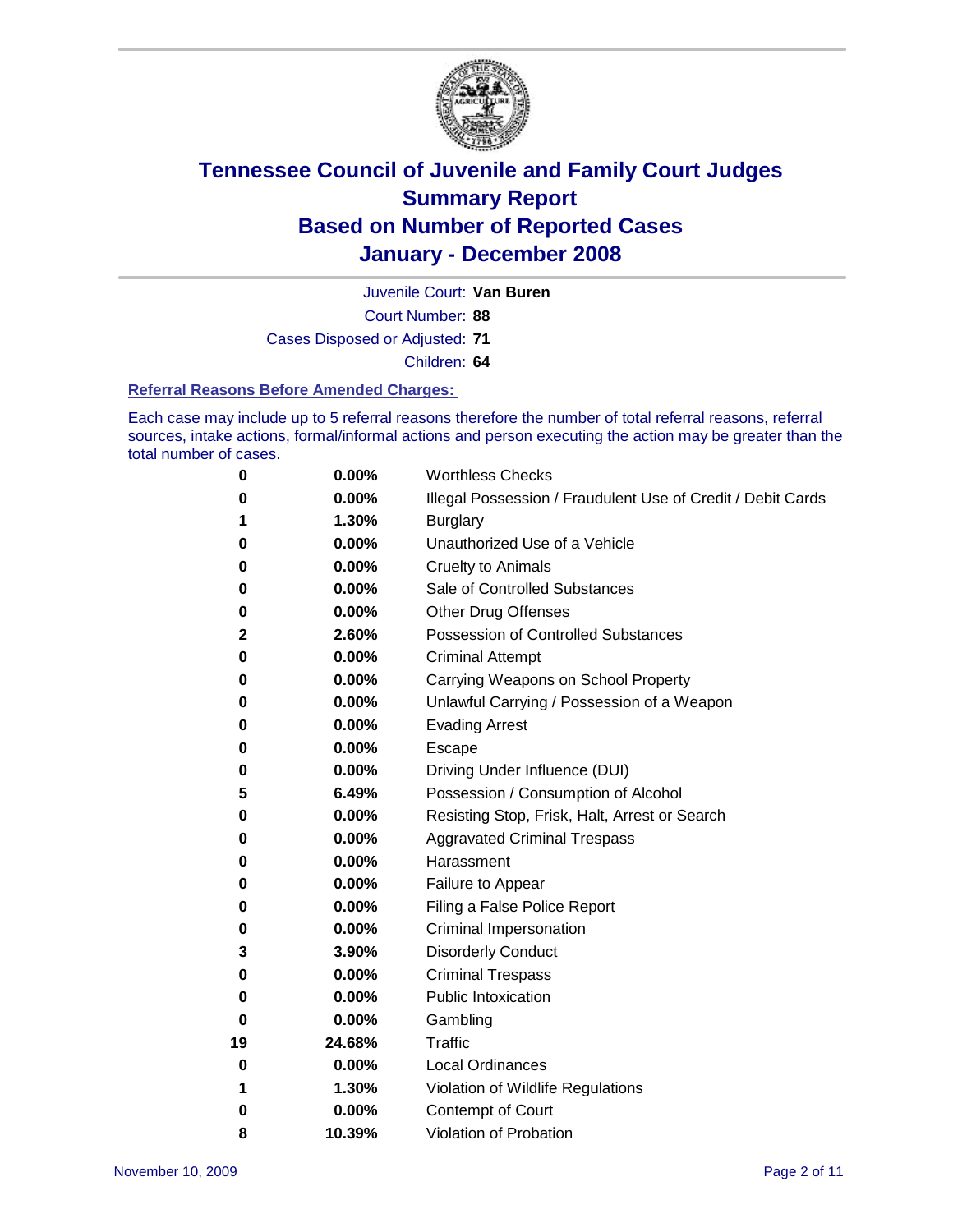# Tennessee Council of Juvenile and Family Court Judges
## Summary Report
## Based on Number of Reported Cases
## January - December 2008

Juvenile Court: **Van Buren**

Court Number: **88**

Cases Disposed or Adjusted: **71**

Children: **64**

### Referral Reasons Before Amended Charges:

Each case may include up to 5 referral reasons therefore the number of total referral reasons, referral sources, intake actions, formal/informal actions and person executing the action may be greater than the total number of cases.

| Count | Percent | Referral Reason |
|---|---|---|
| 0 | 0.00% | Worthless Checks |
| 0 | 0.00% | Illegal Possession / Fraudulent Use of Credit / Debit Cards |
| 1 | 1.30% | Burglary |
| 0 | 0.00% | Unauthorized Use of a Vehicle |
| 0 | 0.00% | Cruelty to Animals |
| 0 | 0.00% | Sale of Controlled Substances |
| 0 | 0.00% | Other Drug Offenses |
| 2 | 2.60% | Possession of Controlled Substances |
| 0 | 0.00% | Criminal Attempt |
| 0 | 0.00% | Carrying Weapons on School Property |
| 0 | 0.00% | Unlawful Carrying / Possession of a Weapon |
| 0 | 0.00% | Evading Arrest |
| 0 | 0.00% | Escape |
| 0 | 0.00% | Driving Under Influence (DUI) |
| 5 | 6.49% | Possession / Consumption of Alcohol |
| 0 | 0.00% | Resisting Stop, Frisk, Halt, Arrest or Search |
| 0 | 0.00% | Aggravated Criminal Trespass |
| 0 | 0.00% | Harassment |
| 0 | 0.00% | Failure to Appear |
| 0 | 0.00% | Filing a False Police Report |
| 0 | 0.00% | Criminal Impersonation |
| 3 | 3.90% | Disorderly Conduct |
| 0 | 0.00% | Criminal Trespass |
| 0 | 0.00% | Public Intoxication |
| 0 | 0.00% | Gambling |
| 19 | 24.68% | Traffic |
| 0 | 0.00% | Local Ordinances |
| 1 | 1.30% | Violation of Wildlife Regulations |
| 0 | 0.00% | Contempt of Court |
| 8 | 10.39% | Violation of Probation |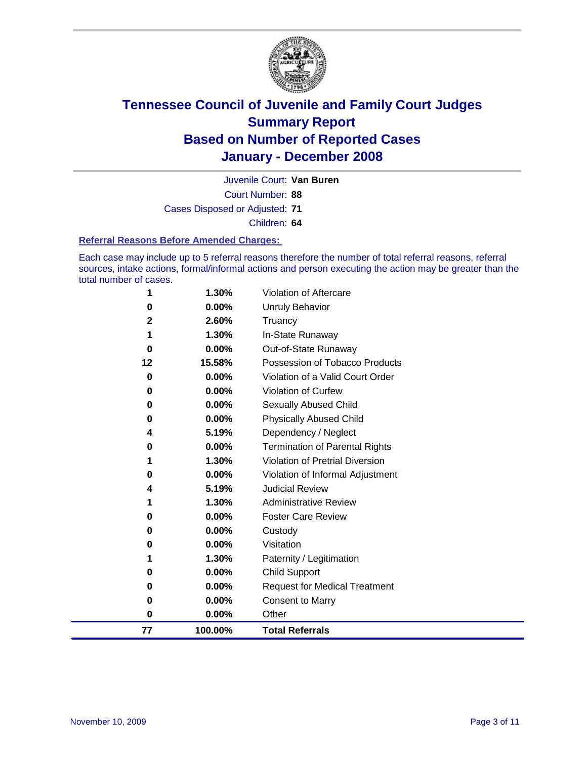# Tennessee Council of Juvenile and Family Court Judges
# Summary Report
# Based on Number of Reported Cases
# January - December 2008

Juvenile Court: **Van Buren**

Court Number: **88**

Cases Disposed or Adjusted: **71**

Children: **64**

### Referral Reasons Before Amended Charges:

Each case may include up to 5 referral reasons therefore the number of total referral reasons, referral sources, intake actions, formal/informal actions and person executing the action may be greater than the total number of cases.

| Count | Percent | Referral Reason |
|---|---|---|
| 1 | 1.30% | Violation of Aftercare |
| 0 | 0.00% | Unruly Behavior |
| 2 | 2.60% | Truancy |
| 1 | 1.30% | In-State Runaway |
| 0 | 0.00% | Out-of-State Runaway |
| 12 | 15.58% | Possession of Tobacco Products |
| 0 | 0.00% | Violation of a Valid Court Order |
| 0 | 0.00% | Violation of Curfew |
| 0 | 0.00% | Sexually Abused Child |
| 0 | 0.00% | Physically Abused Child |
| 4 | 5.19% | Dependency / Neglect |
| 0 | 0.00% | Termination of Parental Rights |
| 1 | 1.30% | Violation of Pretrial Diversion |
| 0 | 0.00% | Violation of Informal Adjustment |
| 4 | 5.19% | Judicial Review |
| 1 | 1.30% | Administrative Review |
| 0 | 0.00% | Foster Care Review |
| 0 | 0.00% | Custody |
| 0 | 0.00% | Visitation |
| 1 | 1.30% | Paternity / Legitimation |
| 0 | 0.00% | Child Support |
| 0 | 0.00% | Request for Medical Treatment |
| 0 | 0.00% | Consent to Marry |
| 0 | 0.00% | Other |
| **77** | **100.00%** | **Total Referrals** |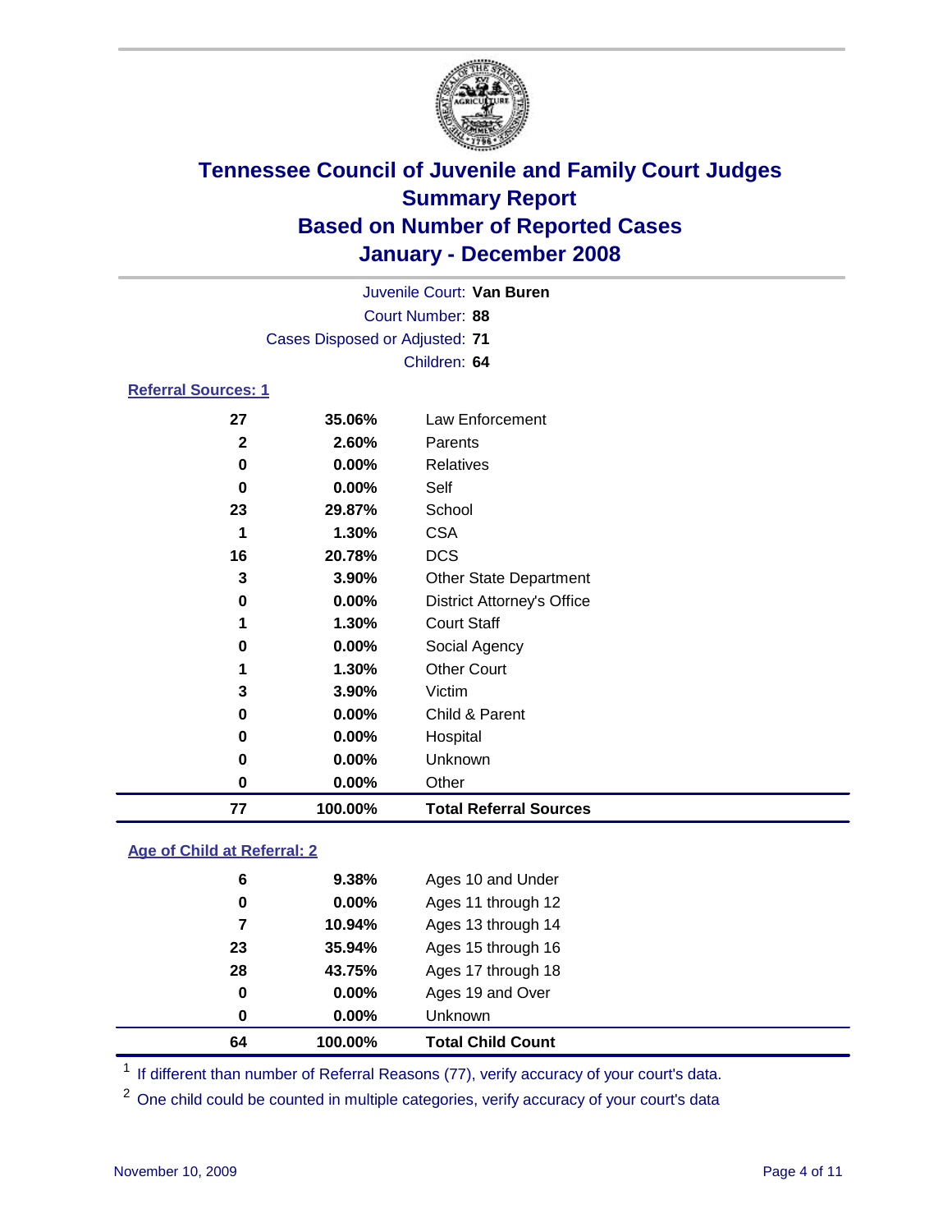# Tennessee Council of Juvenile and Family Court Judges
## Summary Report
## Based on Number of Reported Cases
## January - December 2008

Juvenile Court: **Van Buren**
Court Number: **88**
Cases Disposed or Adjusted: **71**
Children: **64**

### Referral Sources: 1

| Count | Percent | Source |
|---|---|---|
| 27 | 35.06% | Law Enforcement |
| 2 | 2.60% | Parents |
| 0 | 0.00% | Relatives |
| 0 | 0.00% | Self |
| 23 | 29.87% | School |
| 1 | 1.30% | CSA |
| 16 | 20.78% | DCS |
| 3 | 3.90% | Other State Department |
| 0 | 0.00% | District Attorney's Office |
| 1 | 1.30% | Court Staff |
| 0 | 0.00% | Social Agency |
| 1 | 1.30% | Other Court |
| 3 | 3.90% | Victim |
| 0 | 0.00% | Child & Parent |
| 0 | 0.00% | Hospital |
| 0 | 0.00% | Unknown |
| 0 | 0.00% | Other |
| **77** | **100.00%** | **Total Referral Sources** |

### Age of Child at Referral: 2

| Count | Percent | Age |
|---|---|---|
| 6 | 9.38% | Ages 10 and Under |
| 0 | 0.00% | Ages 11 through 12 |
| 7 | 10.94% | Ages 13 through 14 |
| 23 | 35.94% | Ages 15 through 16 |
| 28 | 43.75% | Ages 17 through 18 |
| 0 | 0.00% | Ages 19 and Over |
| 0 | 0.00% | Unknown |
| **64** | **100.00%** | **Total Child Count** |

[1] If different than number of Referral Reasons (77), verify accuracy of your court's data.

[2] One child could be counted in multiple categories, verify accuracy of your court's data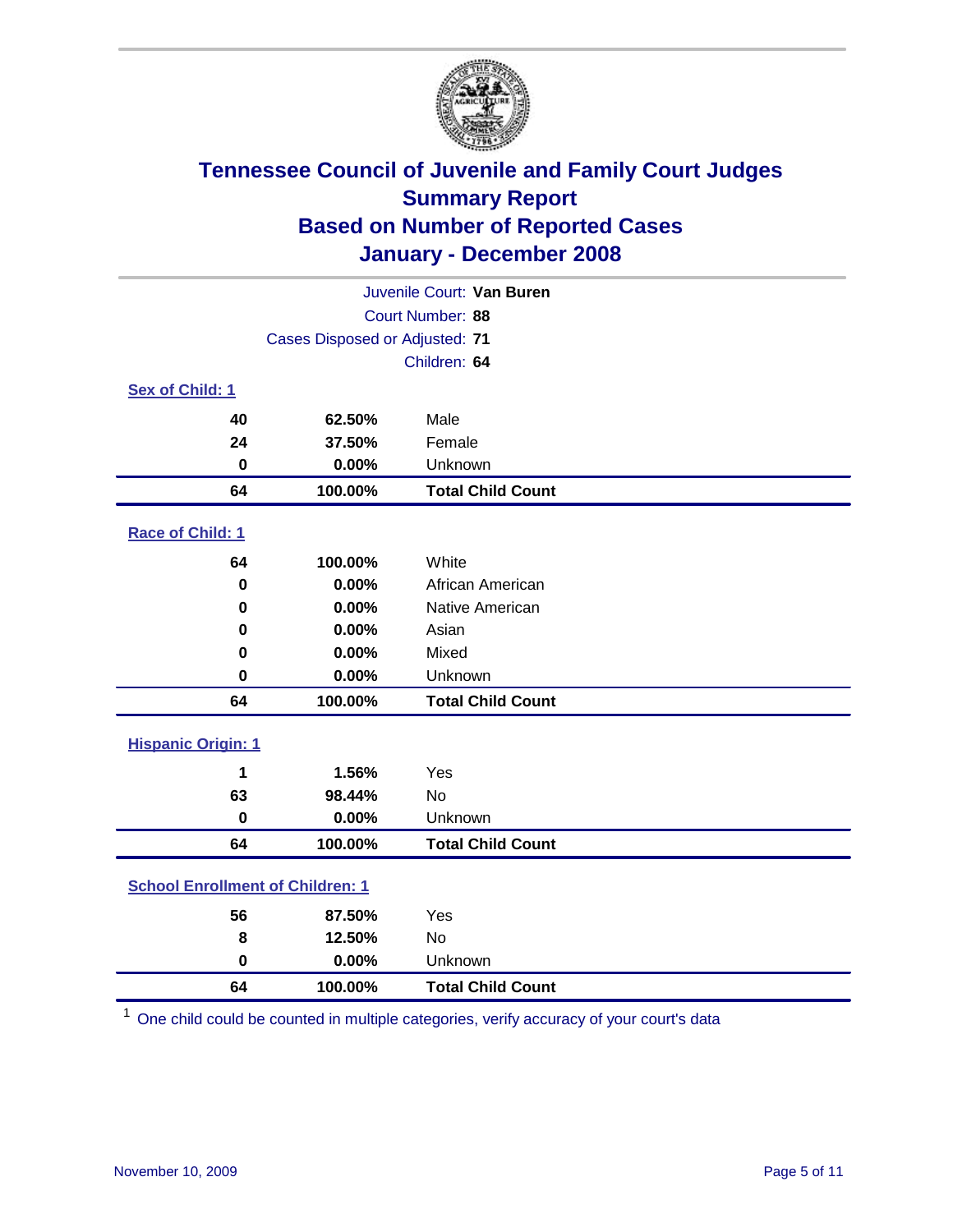# Tennessee Council of Juvenile and Family Court Judges
## Summary Report
## Based on Number of Reported Cases
## January - December 2008

Juvenile Court: **Van Buren**
Court Number: **88**
Cases Disposed or Adjusted: **71**
Children: **64**

### Sex of Child: 1

| Count | Percent | Category |
|---|---|---|
| 40 | 62.50% | Male |
| 24 | 37.50% | Female |
| 0 | 0.00% | Unknown |
| **64** | **100.00%** | **Total Child Count** |

### Race of Child: 1

| Count | Percent | Category |
|---|---|---|
| 64 | 100.00% | White |
| 0 | 0.00% | African American |
| 0 | 0.00% | Native American |
| 0 | 0.00% | Asian |
| 0 | 0.00% | Mixed |
| 0 | 0.00% | Unknown |
| **64** | **100.00%** | **Total Child Count** |

### Hispanic Origin: 1

| Count | Percent | Category |
|---|---|---|
| 1 | 1.56% | Yes |
| 63 | 98.44% | No |
| 0 | 0.00% | Unknown |
| **64** | **100.00%** | **Total Child Count** |

### School Enrollment of Children: 1

| Count | Percent | Category |
|---|---|---|
| 56 | 87.50% | Yes |
| 8 | 12.50% | No |
| 0 | 0.00% | Unknown |
| **64** | **100.00%** | **Total Child Count** |

[1] One child could be counted in multiple categories, verify accuracy of your court's data

November 10, 2009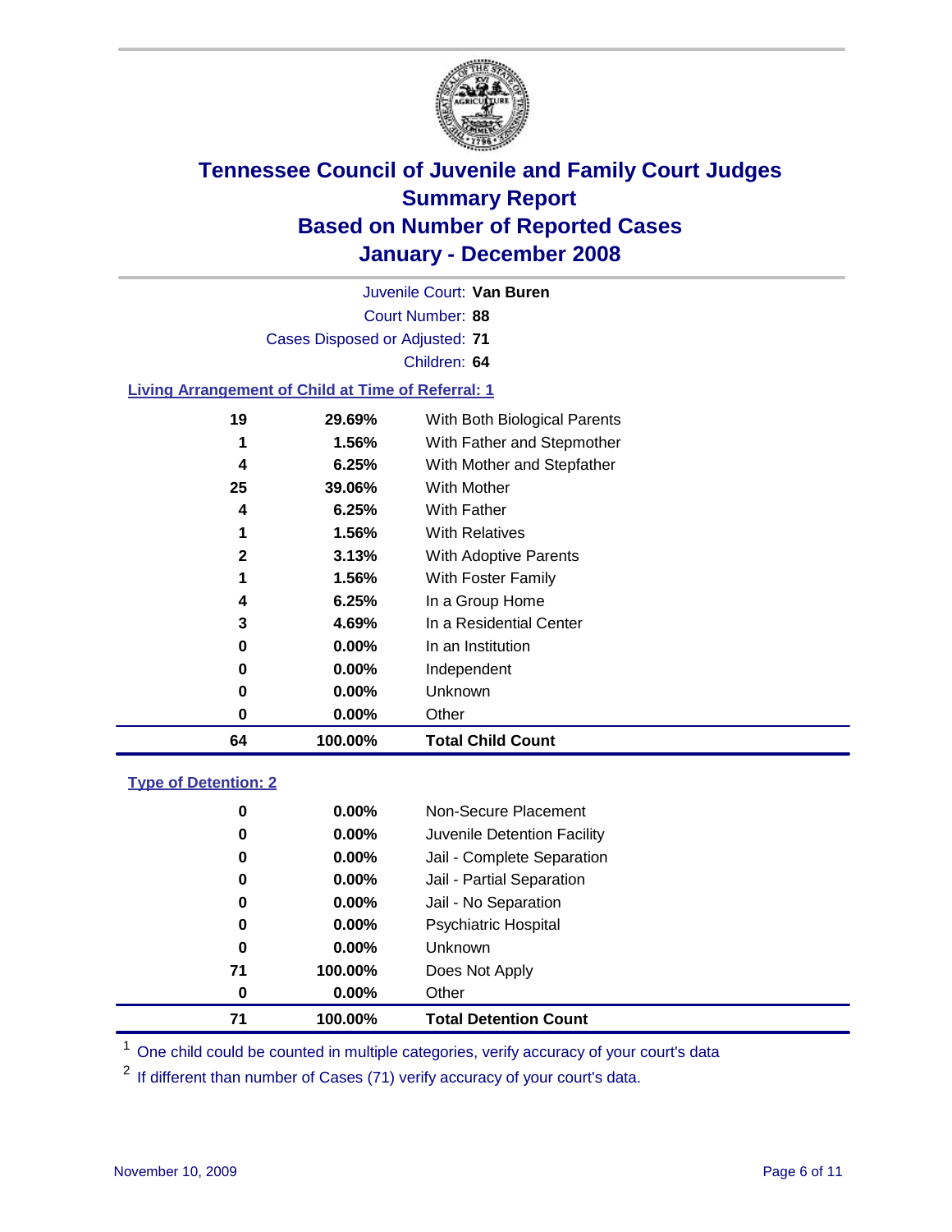# Tennessee Council of Juvenile and Family Court Judges
## Summary Report
## Based on Number of Reported Cases
## January - December 2008

Juvenile Court: **Van Buren**

Court Number: **88**

Cases Disposed or Adjusted: **71**

Children: **64**

### Living Arrangement of Child at Time of Referral: 1

| Count | Percent | Living Arrangement |
|---|---|---|
| 19 | 29.69% | With Both Biological Parents |
| 1 | 1.56% | With Father and Stepmother |
| 4 | 6.25% | With Mother and Stepfather |
| 25 | 39.06% | With Mother |
| 4 | 6.25% | With Father |
| 1 | 1.56% | With Relatives |
| 2 | 3.13% | With Adoptive Parents |
| 1 | 1.56% | With Foster Family |
| 4 | 6.25% | In a Group Home |
| 3 | 4.69% | In a Residential Center |
| 0 | 0.00% | In an Institution |
| 0 | 0.00% | Independent |
| 0 | 0.00% | Unknown |
| 0 | 0.00% | Other |
| **64** | **100.00%** | **Total Child Count** |

### Type of Detention: 2

| Count | Percent | Type of Detention |
|---|---|---|
| 0 | 0.00% | Non-Secure Placement |
| 0 | 0.00% | Juvenile Detention Facility |
| 0 | 0.00% | Jail - Complete Separation |
| 0 | 0.00% | Jail - Partial Separation |
| 0 | 0.00% | Jail - No Separation |
| 0 | 0.00% | Psychiatric Hospital |
| 0 | 0.00% | Unknown |
| 71 | 100.00% | Does Not Apply |
| 0 | 0.00% | Other |
| **71** | **100.00%** | **Total Detention Count** |

[1] One child could be counted in multiple categories, verify accuracy of your court's data

[2] If different than number of Cases (71) verify accuracy of your court's data.

November 10, 2009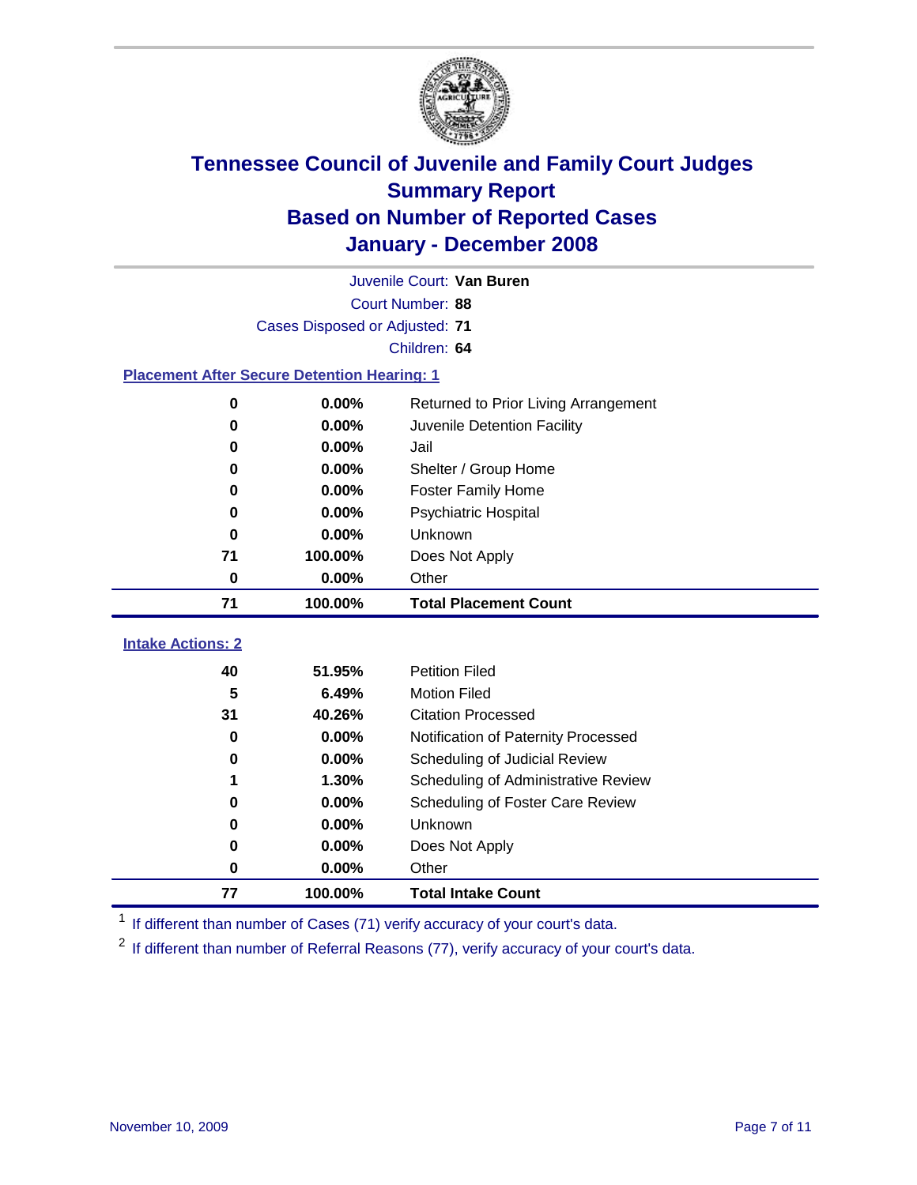# Tennessee Council of Juvenile and Family Court Judges
## Summary Report
## Based on Number of Reported Cases
## January - December 2008

Juvenile Court: **Van Buren**
Court Number: **88**
Cases Disposed or Adjusted: **71**
Children: **64**

### Placement After Secure Detention Hearing: 1

| Count | Percent | Placement |
|---|---|---|
| 0 | 0.00% | Returned to Prior Living Arrangement |
| 0 | 0.00% | Juvenile Detention Facility |
| 0 | 0.00% | Jail |
| 0 | 0.00% | Shelter / Group Home |
| 0 | 0.00% | Foster Family Home |
| 0 | 0.00% | Psychiatric Hospital |
| 0 | 0.00% | Unknown |
| 71 | 100.00% | Does Not Apply |
| 0 | 0.00% | Other |
| **71** | **100.00%** | **Total Placement Count** |

### Intake Actions: 2

| Count | Percent | Intake Action |
|---|---|---|
| 40 | 51.95% | Petition Filed |
| 5 | 6.49% | Motion Filed |
| 31 | 40.26% | Citation Processed |
| 0 | 0.00% | Notification of Paternity Processed |
| 0 | 0.00% | Scheduling of Judicial Review |
| 1 | 1.30% | Scheduling of Administrative Review |
| 0 | 0.00% | Scheduling of Foster Care Review |
| 0 | 0.00% | Unknown |
| 0 | 0.00% | Does Not Apply |
| 0 | 0.00% | Other |
| **77** | **100.00%** | **Total Intake Count** |

[1] If different than number of Cases (71) verify accuracy of your court's data.

[2] If different than number of Referral Reasons (77), verify accuracy of your court's data.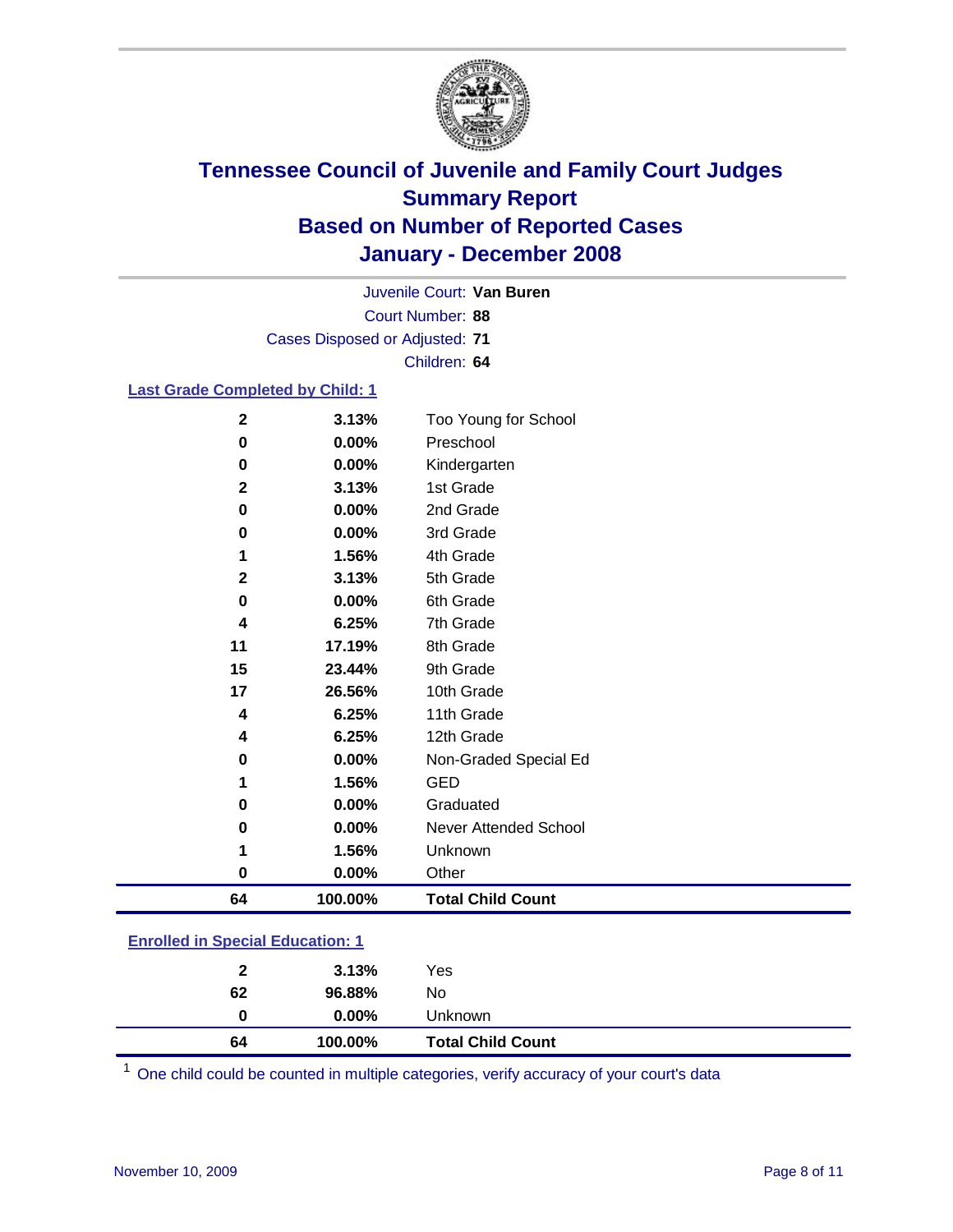# Tennessee Council of Juvenile and Family Court Judges
## Summary Report
## Based on Number of Reported Cases
## January - December 2008

Juvenile Court: **Van Buren**
Court Number: **88**
Cases Disposed or Adjusted: **71**
Children: **64**

### Last Grade Completed by Child: [1]

| Count | Percent | Category |
|---|---|---|
| 2 | 3.13% | Too Young for School |
| 0 | 0.00% | Preschool |
| 0 | 0.00% | Kindergarten |
| 2 | 3.13% | 1st Grade |
| 0 | 0.00% | 2nd Grade |
| 0 | 0.00% | 3rd Grade |
| 1 | 1.56% | 4th Grade |
| 2 | 3.13% | 5th Grade |
| 0 | 0.00% | 6th Grade |
| 4 | 6.25% | 7th Grade |
| 11 | 17.19% | 8th Grade |
| 15 | 23.44% | 9th Grade |
| 17 | 26.56% | 10th Grade |
| 4 | 6.25% | 11th Grade |
| 4 | 6.25% | 12th Grade |
| 0 | 0.00% | Non-Graded Special Ed |
| 1 | 1.56% | GED |
| 0 | 0.00% | Graduated |
| 0 | 0.00% | Never Attended School |
| 1 | 1.56% | Unknown |
| 0 | 0.00% | Other |
| **64** | **100.00%** | **Total Child Count** |

### Enrolled in Special Education: [1]

| Count | Percent | Category |
|---|---|---|
| 2 | 3.13% | Yes |
| 62 | 96.88% | No |
| 0 | 0.00% | Unknown |
| **64** | **100.00%** | **Total Child Count** |

[1] One child could be counted in multiple categories, verify accuracy of your court's data

November 10, 2009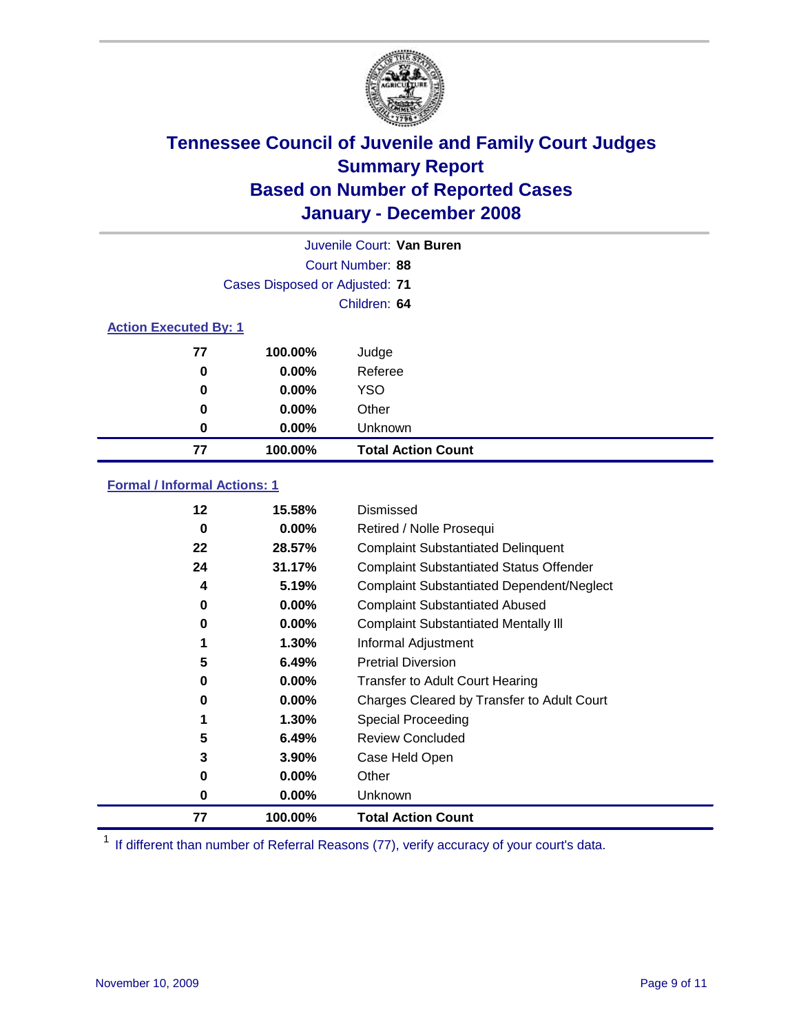# Tennessee Council of Juvenile and Family Court Judges
## Summary Report
## Based on Number of Reported Cases
## January - December 2008

Juvenile Court: **Van Buren**

Court Number: **88**

Cases Disposed or Adjusted: **71**

Children: **64**

### Action Executed By: 1

| Count | Percent | Action |
|---|---|---|
| 77 | 100.00% | Judge |
| 0 | 0.00% | Referee |
| 0 | 0.00% | YSO |
| 0 | 0.00% | Other |
| 0 | 0.00% | Unknown |
| **77** | **100.00%** | **Total Action Count** |

### Formal / Informal Actions: 1

| Count | Percent | Action |
|---|---|---|
| 12 | 15.58% | Dismissed |
| 0 | 0.00% | Retired / Nolle Prosequi |
| 22 | 28.57% | Complaint Substantiated Delinquent |
| 24 | 31.17% | Complaint Substantiated Status Offender |
| 4 | 5.19% | Complaint Substantiated Dependent/Neglect |
| 0 | 0.00% | Complaint Substantiated Abused |
| 0 | 0.00% | Complaint Substantiated Mentally Ill |
| 1 | 1.30% | Informal Adjustment |
| 5 | 6.49% | Pretrial Diversion |
| 0 | 0.00% | Transfer to Adult Court Hearing |
| 0 | 0.00% | Charges Cleared by Transfer to Adult Court |
| 1 | 1.30% | Special Proceeding |
| 5 | 6.49% | Review Concluded |
| 3 | 3.90% | Case Held Open |
| 0 | 0.00% | Other |
| 0 | 0.00% | Unknown |
| **77** | **100.00%** | **Total Action Count** |

[1] If different than number of Referral Reasons (77), verify accuracy of your court's data.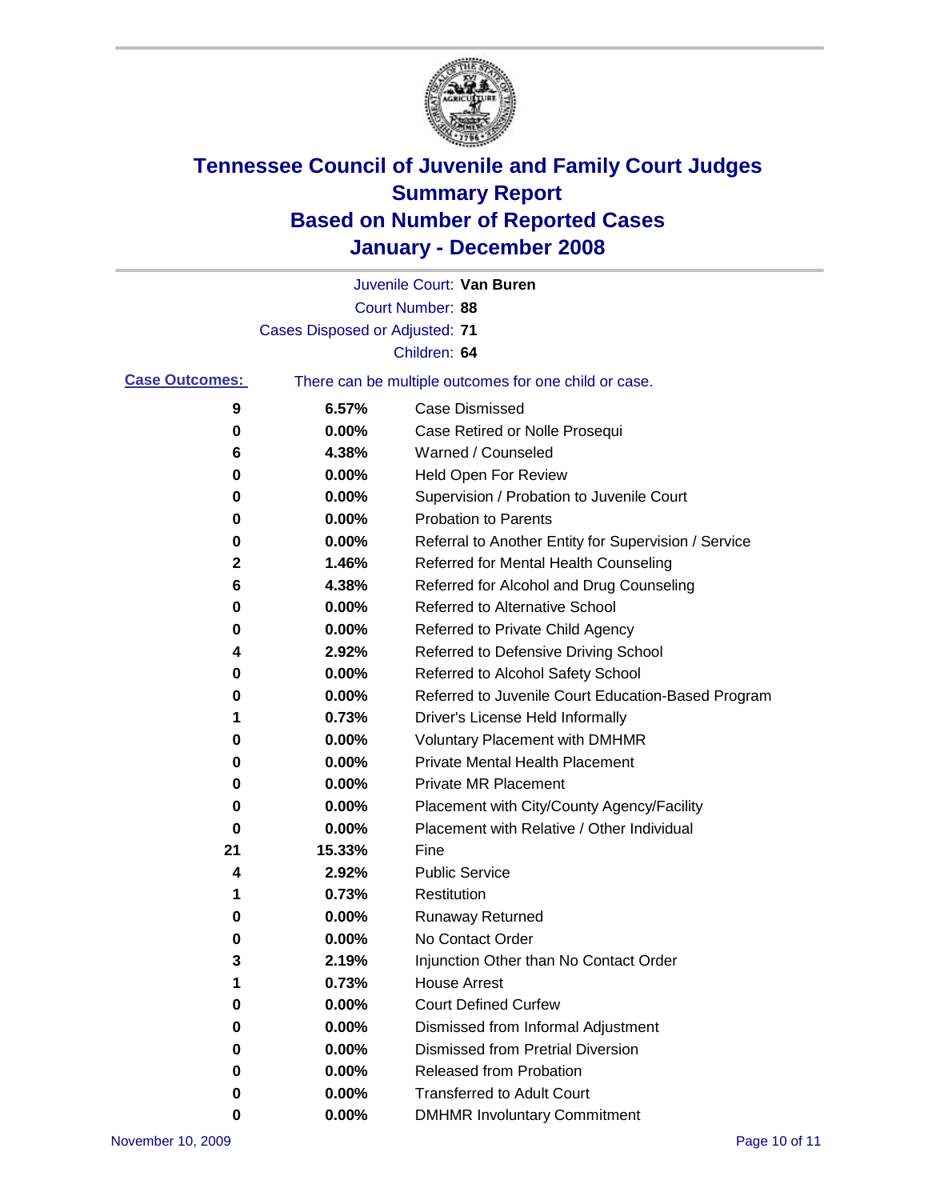# Tennessee Council of Juvenile and Family Court Judges
## Summary Report
## Based on Number of Reported Cases
## January - December 2008

Juvenile Court: **Van Buren**
Court Number: **88**
Cases Disposed or Adjusted: **71**
Children: **64**

**Case Outcomes:** There can be multiple outcomes for one child or case.

| Count | Percent | Outcome |
|---|---|---|
| 9 | 6.57% | Case Dismissed |
| 0 | 0.00% | Case Retired or Nolle Prosequi |
| 6 | 4.38% | Warned / Counseled |
| 0 | 0.00% | Held Open For Review |
| 0 | 0.00% | Supervision / Probation to Juvenile Court |
| 0 | 0.00% | Probation to Parents |
| 0 | 0.00% | Referral to Another Entity for Supervision / Service |
| 2 | 1.46% | Referred for Mental Health Counseling |
| 6 | 4.38% | Referred for Alcohol and Drug Counseling |
| 0 | 0.00% | Referred to Alternative School |
| 0 | 0.00% | Referred to Private Child Agency |
| 4 | 2.92% | Referred to Defensive Driving School |
| 0 | 0.00% | Referred to Alcohol Safety School |
| 0 | 0.00% | Referred to Juvenile Court Education-Based Program |
| 1 | 0.73% | Driver's License Held Informally |
| 0 | 0.00% | Voluntary Placement with DMHMR |
| 0 | 0.00% | Private Mental Health Placement |
| 0 | 0.00% | Private MR Placement |
| 0 | 0.00% | Placement with City/County Agency/Facility |
| 0 | 0.00% | Placement with Relative / Other Individual |
| 21 | 15.33% | Fine |
| 4 | 2.92% | Public Service |
| 1 | 0.73% | Restitution |
| 0 | 0.00% | Runaway Returned |
| 0 | 0.00% | No Contact Order |
| 3 | 2.19% | Injunction Other than No Contact Order |
| 1 | 0.73% | House Arrest |
| 0 | 0.00% | Court Defined Curfew |
| 0 | 0.00% | Dismissed from Informal Adjustment |
| 0 | 0.00% | Dismissed from Pretrial Diversion |
| 0 | 0.00% | Released from Probation |
| 0 | 0.00% | Transferred to Adult Court |
| 0 | 0.00% | DMHMR Involuntary Commitment |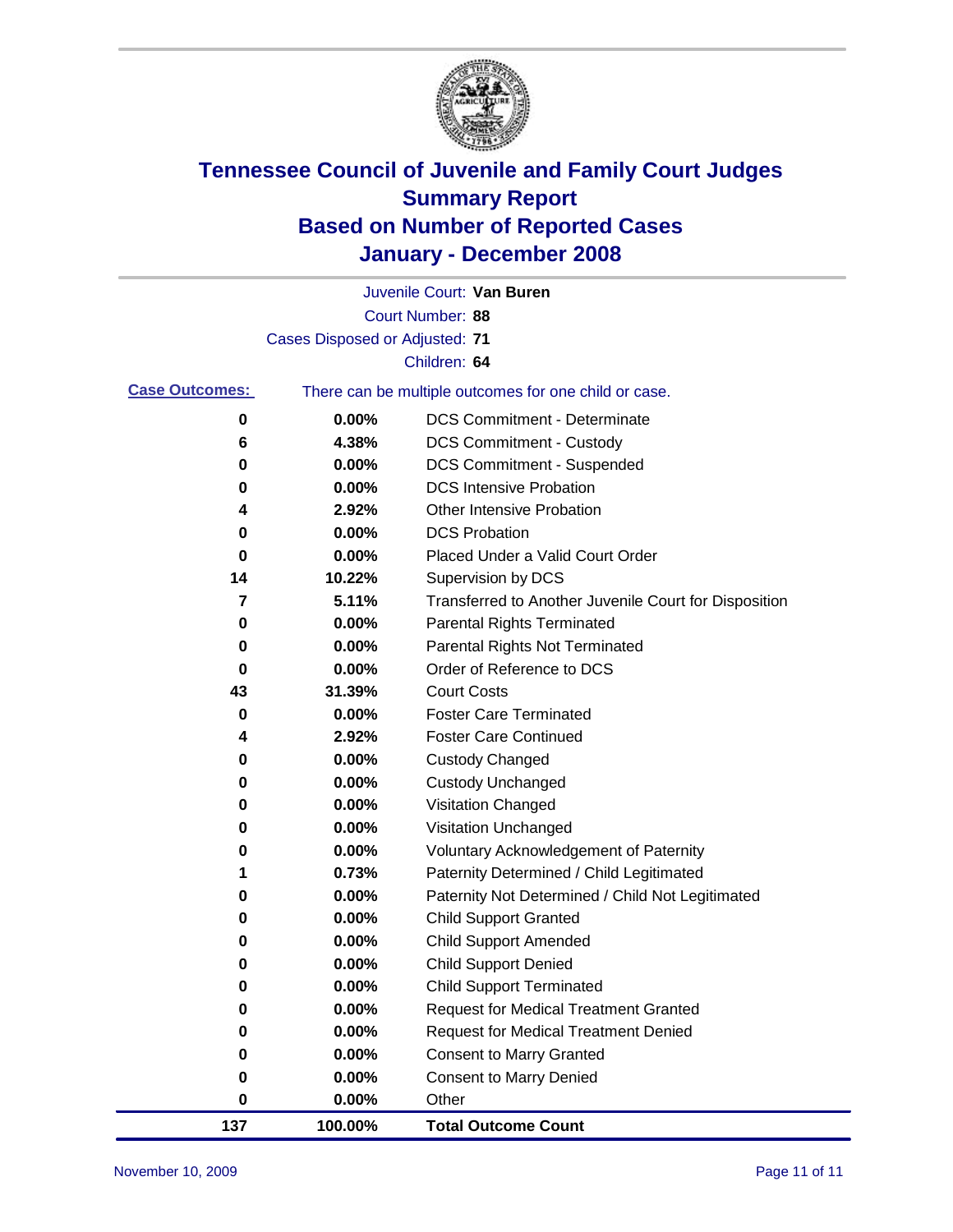# Tennessee Council of Juvenile and Family Court Judges
# Summary Report
# Based on Number of Reported Cases
# January - December 2008

Juvenile Court: **Van Buren**

Court Number: **88**

Cases Disposed or Adjusted: **71**

Children: **64**

**Case Outcomes:** There can be multiple outcomes for one child or case.

| | | |
|---|---|---|
| 0 | 0.00% | DCS Commitment - Determinate |
| 6 | 4.38% | DCS Commitment - Custody |
| 0 | 0.00% | DCS Commitment - Suspended |
| 0 | 0.00% | DCS Intensive Probation |
| 4 | 2.92% | Other Intensive Probation |
| 0 | 0.00% | DCS Probation |
| 0 | 0.00% | Placed Under a Valid Court Order |
| 14 | 10.22% | Supervision by DCS |
| 7 | 5.11% | Transferred to Another Juvenile Court for Disposition |
| 0 | 0.00% | Parental Rights Terminated |
| 0 | 0.00% | Parental Rights Not Terminated |
| 0 | 0.00% | Order of Reference to DCS |
| 43 | 31.39% | Court Costs |
| 0 | 0.00% | Foster Care Terminated |
| 4 | 2.92% | Foster Care Continued |
| 0 | 0.00% | Custody Changed |
| 0 | 0.00% | Custody Unchanged |
| 0 | 0.00% | Visitation Changed |
| 0 | 0.00% | Visitation Unchanged |
| 0 | 0.00% | Voluntary Acknowledgement of Paternity |
| 1 | 0.73% | Paternity Determined / Child Legitimated |
| 0 | 0.00% | Paternity Not Determined / Child Not Legitimated |
| 0 | 0.00% | Child Support Granted |
| 0 | 0.00% | Child Support Amended |
| 0 | 0.00% | Child Support Denied |
| 0 | 0.00% | Child Support Terminated |
| 0 | 0.00% | Request for Medical Treatment Granted |
| 0 | 0.00% | Request for Medical Treatment Denied |
| 0 | 0.00% | Consent to Marry Granted |
| 0 | 0.00% | Consent to Marry Denied |
| 0 | 0.00% | Other |
| **137** | **100.00%** | **Total Outcome Count** |

November 10, 2009